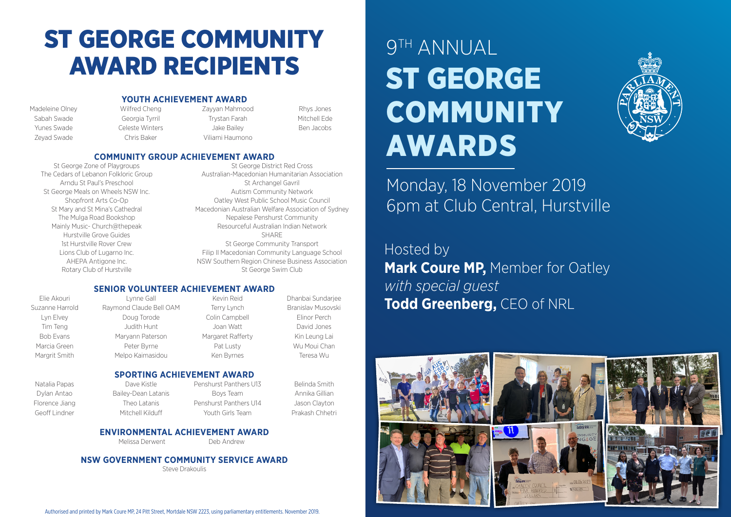# ST GEORGE COMMUNITY AWARD RECIPIENTS

## YOUTH ACHIEVEMENT AWARD

Madeleine Olney
Sabah Swade
Yunes Swade
Zeyad Swade
Wilfred Cheng
Georgia Tyrril
Celeste Winters
Chris Baker
Zayyan Mahmood
Trystan Farah
Jake Bailey
Viliami Haumono
Rhys Jones
Mitchell Ede
Ben Jacobs

## COMMUNITY GROUP ACHIEVEMENT AWARD

St George Zone of Playgroups
The Cedars of Lebanon Folkloric Group
Arndu St Paul's Preschool
St George Meals on Wheels NSW Inc.
Shopfront Arts Co-Op
St Mary and St Mina's Cathedral
The Mulga Road Bookshop
Mainly Music- Church@thepeak
Hurstville Grove Guides
1st Hurstville Rover Crew
Lions Club of Lugarno Inc.
AHEPA Antigone Inc.
Rotary Club of Hurstville
St George District Red Cross
Australian-Macedonian Humanitarian Association
St Archangel Gavril
Autism Community Network
Oatley West Public School Music Council
Macedonian Australian Welfare Association of Sydney
Nepalese Penshurst Community
Resourceful Australian Indian Network
SHARE
St George Community Transport
Filip II Macedonian Community Language School
NSW Southern Region Chinese Business Association
St George Swim Club

## SENIOR VOLUNTEER ACHIEVEMENT AWARD

Elie Akouri
Suzanne Harrold
Lyn Elvey
Tim Teng
Bob Evans
Marcia Green
Margrit Smith
Lynne Gall
Raymond Claude Bell OAM
Doug Torode
Judith Hunt
Maryann Paterson
Peter Byrne
Melpo Kaimasidou
Kevin Reid
Terry Lynch
Colin Campbell
Joan Watt
Margaret Rafferty
Pat Lusty
Ken Byrnes
Dhanbai Sundarjee
Branislav Musovski
Elinor Perch
David Jones
Kin Leung Lai
Wu Moui Chan
Teresa Wu

## SPORTING ACHIEVEMENT AWARD

Natalia Papas
Dylan Antao
Florence Jiang
Geoff Lindner
Dave Kistle
Bailey-Dean Latanis
Theo Latanis
Mitchell Kilduff
Penshurst Panthers U13 Boys Team
Penshurst Panthers U14 Youth Girls Team
Belinda Smith
Annika Gillian
Jason Clayton
Prakash Chhetri

## ENVIRONMENTAL ACHIEVEMENT AWARD

Melissa Derwent
Deb Andrew

## NSW GOVERNMENT COMMUNITY SERVICE AWARD

Steve Drakoulis

Authorised and printed by Mark Coure MP, 24 Pitt Street, Mortdale NSW 2223, using parliamentary entitlements. November 2019.

9TH ANNUAL

# ST GEORGE COMMUNITY AWARDS

Monday, 18 November 2019
6pm at Club Central, Hurstville

Hosted by
**Mark Coure MP,** Member for Oatley
*with special guest*
**Todd Greenberg,** CEO of NRL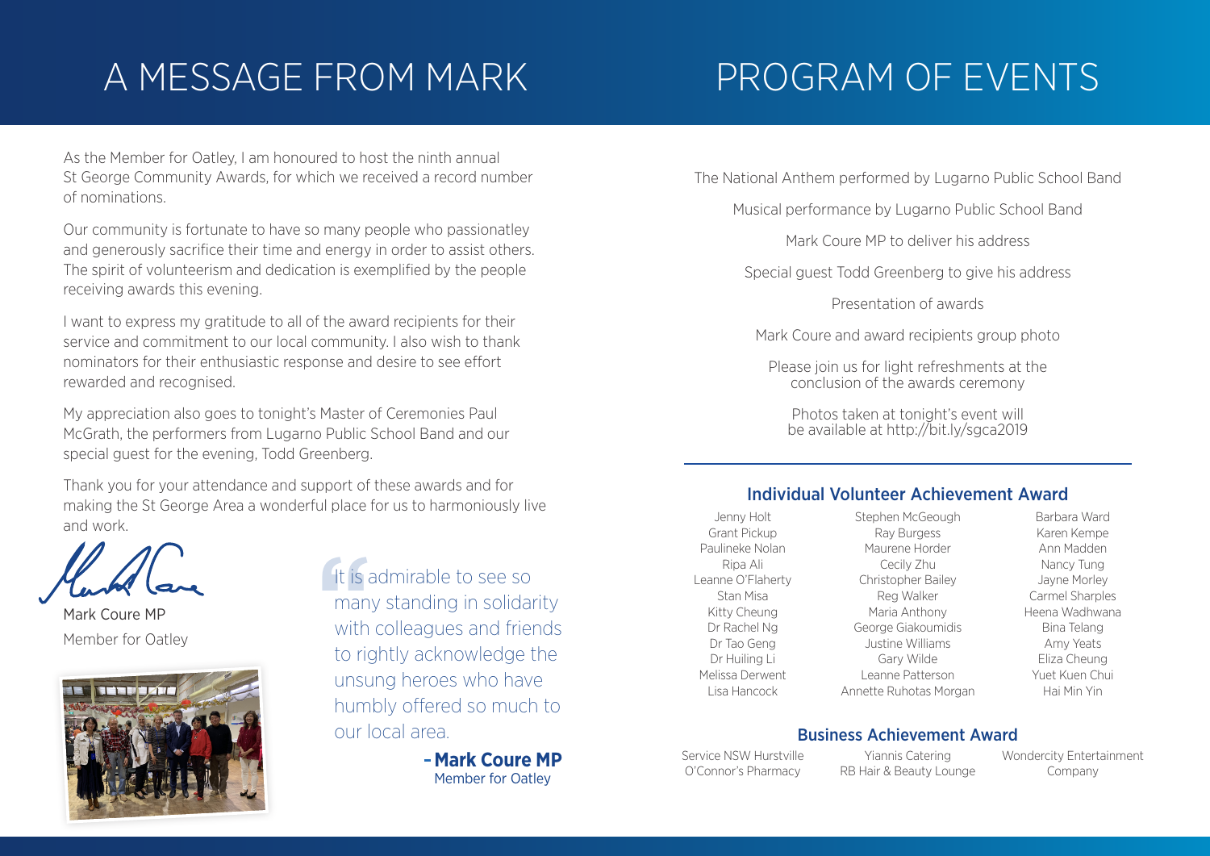# A MESSAGE FROM MARK

As the Member for Oatley, I am honoured to host the ninth annual St George Community Awards, for which we received a record number of nominations.

Our community is fortunate to have so many people who passionatley and generously sacrifice their time and energy in order to assist others. The spirit of volunteerism and dedication is exemplified by the people receiving awards this evening.

I want to express my gratitude to all of the award recipients for their service and commitment to our local community. I also wish to thank nominators for their enthusiastic response and desire to see effort rewarded and recognised.

My appreciation also goes to tonight's Master of Ceremonies Paul McGrath, the performers from Lugarno Public School Band and our special guest for the evening, Todd Greenberg.

Thank you for your attendance and support of these awards and for making the St George Area a wonderful place for us to harmoniously live and work.

Mark Coure MP
Member for Oatley

> "It is admirable to see so many standing in solidarity with colleagues and friends to rightly acknowledge the unsung heroes who have humbly offered so much to our local area.
>
> **– Mark Coure MP**
> Member for Oatley

# PROGRAM OF EVENTS

The National Anthem performed by Lugarno Public School Band

Musical performance by Lugarno Public School Band

Mark Coure MP to deliver his address

Special guest Todd Greenberg to give his address

Presentation of awards

Mark Coure and award recipients group photo

Please join us for light refreshments at the conclusion of the awards ceremony

Photos taken at tonight's event will be available at http://bit.ly/sgca2019

## Individual Volunteer Achievement Award

Jenny Holt
Grant Pickup
Paulineke Nolan
Ripa Ali
Leanne O'Flaherty
Stan Misa
Kitty Cheung
Dr Rachel Ng
Dr Tao Geng
Dr Huiling Li
Melissa Derwent
Lisa Hancock
Stephen McGeough
Ray Burgess
Maurene Horder
Cecily Zhu
Christopher Bailey
Reg Walker
Maria Anthony
George Giakoumidis
Justine Williams
Gary Wilde
Leanne Patterson
Annette Ruhotas Morgan
Barbara Ward
Karen Kempe
Ann Madden
Nancy Tung
Jayne Morley
Carmel Sharples
Heena Wadhwana
Bina Telang
Amy Yeats
Eliza Cheung
Yuet Kuen Chui
Hai Min Yin

## Business Achievement Award

Service NSW Hurstville
O'Connor's Pharmacy
Yiannis Catering
RB Hair & Beauty Lounge
Wondercity Entertainment Company